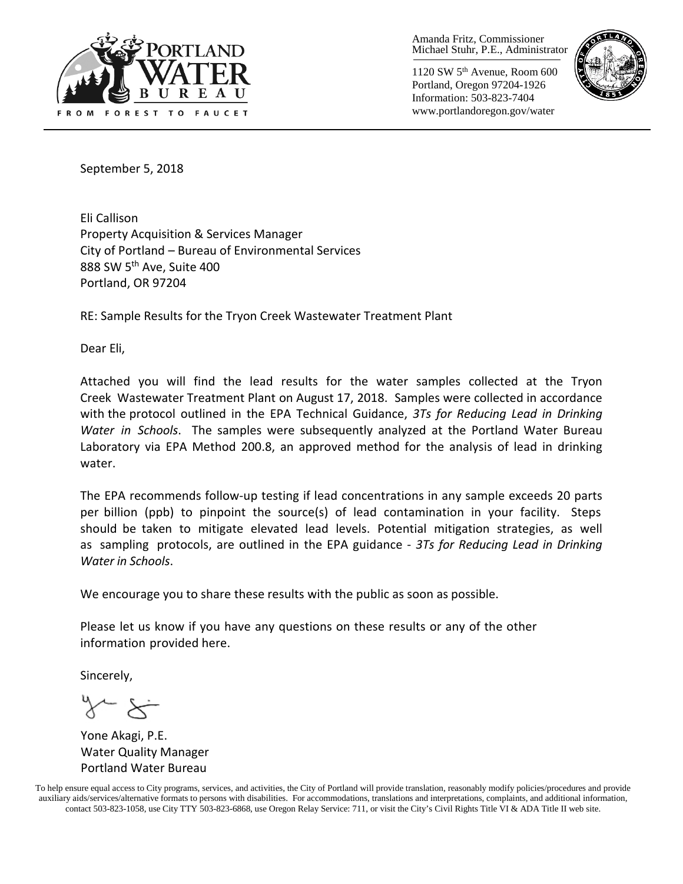PORTLAND WATER BUREAU

FROM FOREST TO FAUCET

Amanda Fritz, Commissioner
Michael Stuhr, P.E., Administrator

1120 SW 5th Avenue, Room 600
Portland, Oregon 97204-1926
Information: 503-823-7404
www.portlandoregon.gov/water

September 5, 2018

Eli Callison
Property Acquisition & Services Manager
City of Portland – Bureau of Environmental Services
888 SW 5th Ave, Suite 400
Portland, OR 97204

RE: Sample Results for the Tryon Creek Wastewater Treatment Plant

Dear Eli,

Attached you will find the lead results for the water samples collected at the Tryon Creek Wastewater Treatment Plant on August 17, 2018. Samples were collected in accordance with the protocol outlined in the EPA Technical Guidance, *3Ts for Reducing Lead in Drinking Water in Schools*. The samples were subsequently analyzed at the Portland Water Bureau Laboratory via EPA Method 200.8, an approved method for the analysis of lead in drinking water.

The EPA recommends follow-up testing if lead concentrations in any sample exceeds 20 parts per billion (ppb) to pinpoint the source(s) of lead contamination in your facility. Steps should be taken to mitigate elevated lead levels. Potential mitigation strategies, as well as sampling protocols, are outlined in the EPA guidance - *3Ts for Reducing Lead in Drinking Water in Schools*.

We encourage you to share these results with the public as soon as possible.

Please let us know if you have any questions on these results or any of the other information provided here.

Sincerely,

Yone Akagi, P.E.
Water Quality Manager
Portland Water Bureau

To help ensure equal access to City programs, services, and activities, the City of Portland will provide translation, reasonably modify policies/procedures and provide auxiliary aids/services/alternative formats to persons with disabilities. For accommodations, translations and interpretations, complaints, and additional information, contact 503-823-1058, use City TTY 503-823-6868, use Oregon Relay Service: 711, or visit the City's Civil Rights Title VI & ADA Title II web site.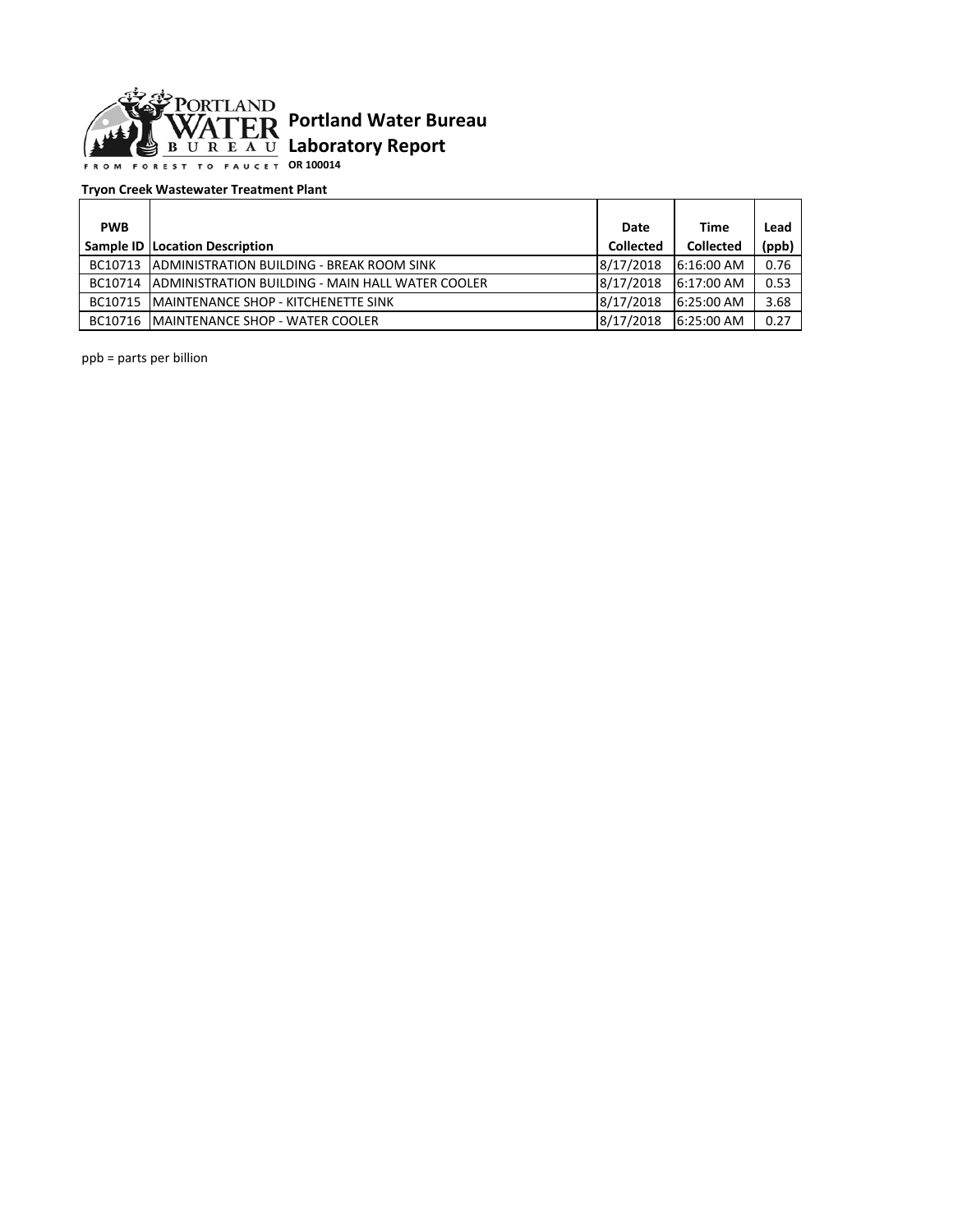# Portland Water Bureau
## Laboratory Report
**OR 100014**

**Tryon Creek Wastewater Treatment Plant**

| PWB Sample ID | Location Description | Date Collected | Time Collected | Lead (ppb) |
|---|---|---|---|---|
| BC10713 | ADMINISTRATION BUILDING - BREAK ROOM SINK | 8/17/2018 | 6:16:00 AM | 0.76 |
| BC10714 | ADMINISTRATION BUILDING - MAIN HALL WATER COOLER | 8/17/2018 | 6:17:00 AM | 0.53 |
| BC10715 | MAINTENANCE SHOP - KITCHENETTE SINK | 8/17/2018 | 6:25:00 AM | 3.68 |
| BC10716 | MAINTENANCE SHOP - WATER COOLER | 8/17/2018 | 6:25:00 AM | 0.27 |

ppb = parts per billion